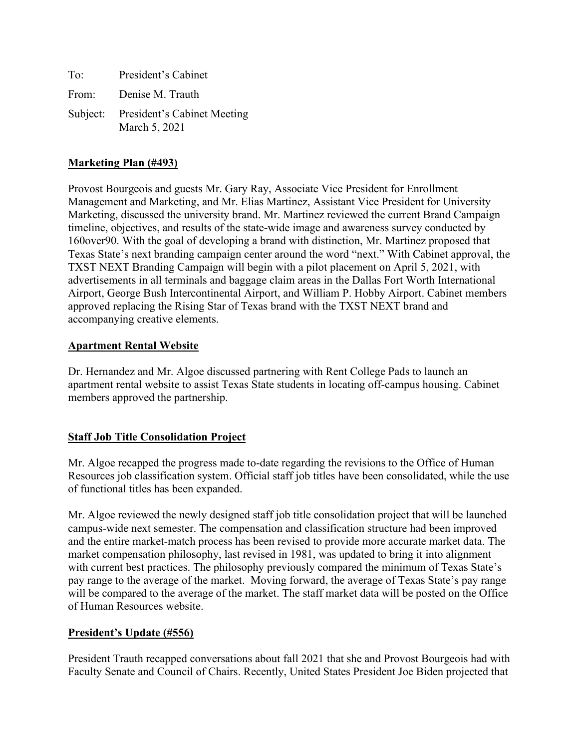To: President's Cabinet

From: Denise M. Trauth

Subject: President's Cabinet Meeting
March 5, 2021

**Marketing Plan (#493)**

Provost Bourgeois and guests Mr. Gary Ray, Associate Vice President for Enrollment Management and Marketing, and Mr. Elias Martinez, Assistant Vice President for University Marketing, discussed the university brand. Mr. Martinez reviewed the current Brand Campaign timeline, objectives, and results of the state-wide image and awareness survey conducted by 160over90. With the goal of developing a brand with distinction, Mr. Martinez proposed that Texas State's next branding campaign center around the word "next." With Cabinet approval, the TXST NEXT Branding Campaign will begin with a pilot placement on April 5, 2021, with advertisements in all terminals and baggage claim areas in the Dallas Fort Worth International Airport, George Bush Intercontinental Airport, and William P. Hobby Airport. Cabinet members approved replacing the Rising Star of Texas brand with the TXST NEXT brand and accompanying creative elements.

**Apartment Rental Website**

Dr. Hernandez and Mr. Algoe discussed partnering with Rent College Pads to launch an apartment rental website to assist Texas State students in locating off-campus housing. Cabinet members approved the partnership.

**Staff Job Title Consolidation Project**

Mr. Algoe recapped the progress made to-date regarding the revisions to the Office of Human Resources job classification system. Official staff job titles have been consolidated, while the use of functional titles has been expanded.

Mr. Algoe reviewed the newly designed staff job title consolidation project that will be launched campus-wide next semester. The compensation and classification structure had been improved and the entire market-match process has been revised to provide more accurate market data. The market compensation philosophy, last revised in 1981, was updated to bring it into alignment with current best practices. The philosophy previously compared the minimum of Texas State's pay range to the average of the market. Moving forward, the average of Texas State's pay range will be compared to the average of the market. The staff market data will be posted on the Office of Human Resources website.

**President's Update (#556)**

President Trauth recapped conversations about fall 2021 that she and Provost Bourgeois had with Faculty Senate and Council of Chairs. Recently, United States President Joe Biden projected that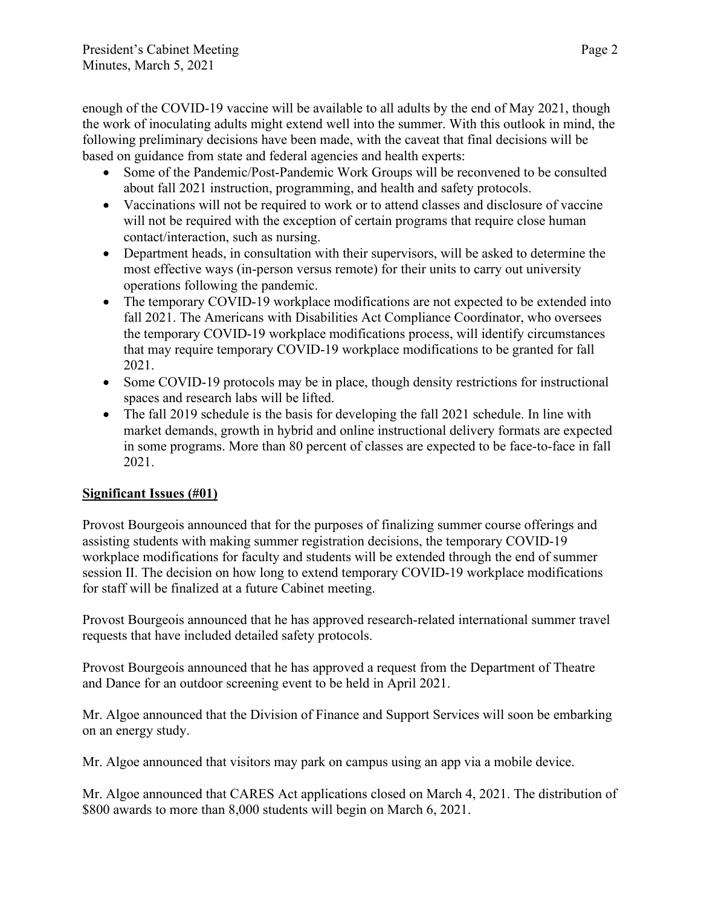enough of the COVID-19 vaccine will be available to all adults by the end of May 2021, though the work of inoculating adults might extend well into the summer. With this outlook in mind, the following preliminary decisions have been made, with the caveat that final decisions will be based on guidance from state and federal agencies and health experts:

- Some of the Pandemic/Post-Pandemic Work Groups will be reconvened to be consulted about fall 2021 instruction, programming, and health and safety protocols.
- Vaccinations will not be required to work or to attend classes and disclosure of vaccine will not be required with the exception of certain programs that require close human contact/interaction, such as nursing.
- Department heads, in consultation with their supervisors, will be asked to determine the most effective ways (in-person versus remote) for their units to carry out university operations following the pandemic.
- The temporary COVID-19 workplace modifications are not expected to be extended into fall 2021. The Americans with Disabilities Act Compliance Coordinator, who oversees the temporary COVID-19 workplace modifications process, will identify circumstances that may require temporary COVID-19 workplace modifications to be granted for fall 2021.
- Some COVID-19 protocols may be in place, though density restrictions for instructional spaces and research labs will be lifted.
- The fall 2019 schedule is the basis for developing the fall 2021 schedule. In line with market demands, growth in hybrid and online instructional delivery formats are expected in some programs. More than 80 percent of classes are expected to be face-to-face in fall 2021.

**Significant Issues (#01)**

Provost Bourgeois announced that for the purposes of finalizing summer course offerings and assisting students with making summer registration decisions, the temporary COVID-19 workplace modifications for faculty and students will be extended through the end of summer session II. The decision on how long to extend temporary COVID-19 workplace modifications for staff will be finalized at a future Cabinet meeting.

Provost Bourgeois announced that he has approved research-related international summer travel requests that have included detailed safety protocols.

Provost Bourgeois announced that he has approved a request from the Department of Theatre and Dance for an outdoor screening event to be held in April 2021.

Mr. Algoe announced that the Division of Finance and Support Services will soon be embarking on an energy study.

Mr. Algoe announced that visitors may park on campus using an app via a mobile device.

Mr. Algoe announced that CARES Act applications closed on March 4, 2021. The distribution of $800 awards to more than 8,000 students will begin on March 6, 2021.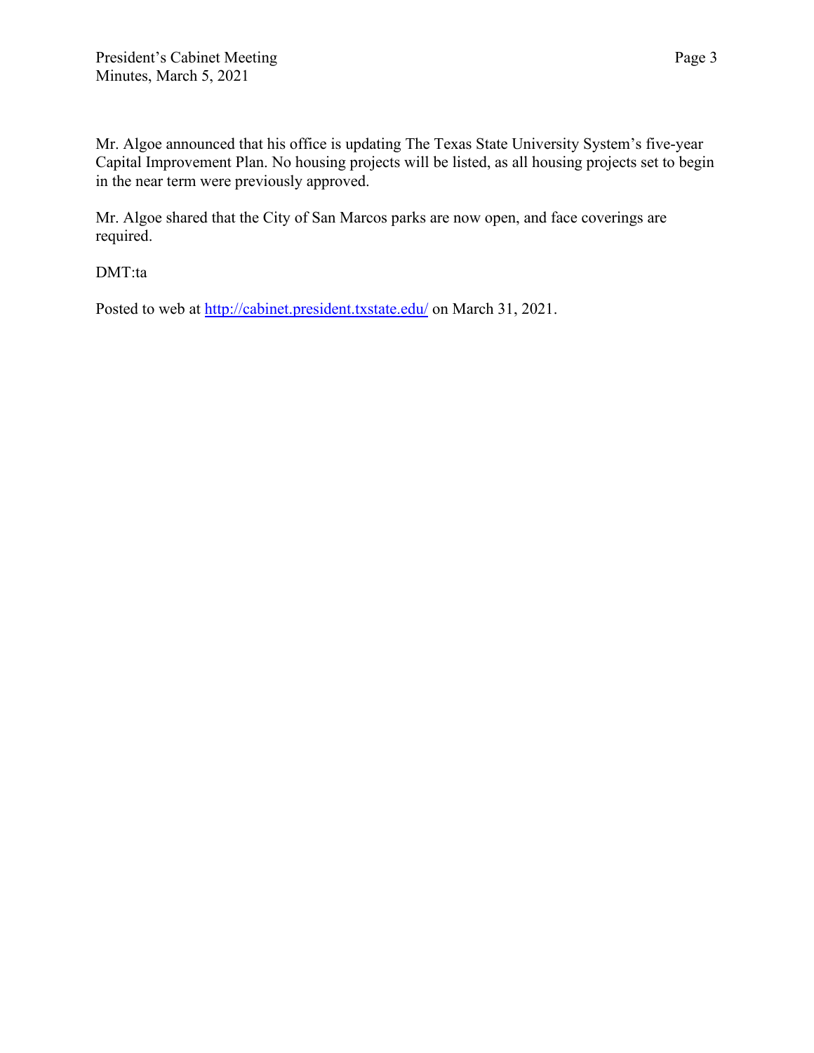Mr. Algoe announced that his office is updating The Texas State University System's five-year Capital Improvement Plan. No housing projects will be listed, as all housing projects set to begin in the near term were previously approved.

Mr. Algoe shared that the City of San Marcos parks are now open, and face coverings are required.

DMT:ta

Posted to web at [http://cabinet.president.txstate.edu/](http://cabinet.president.txstate.edu/) on March 31, 2021.